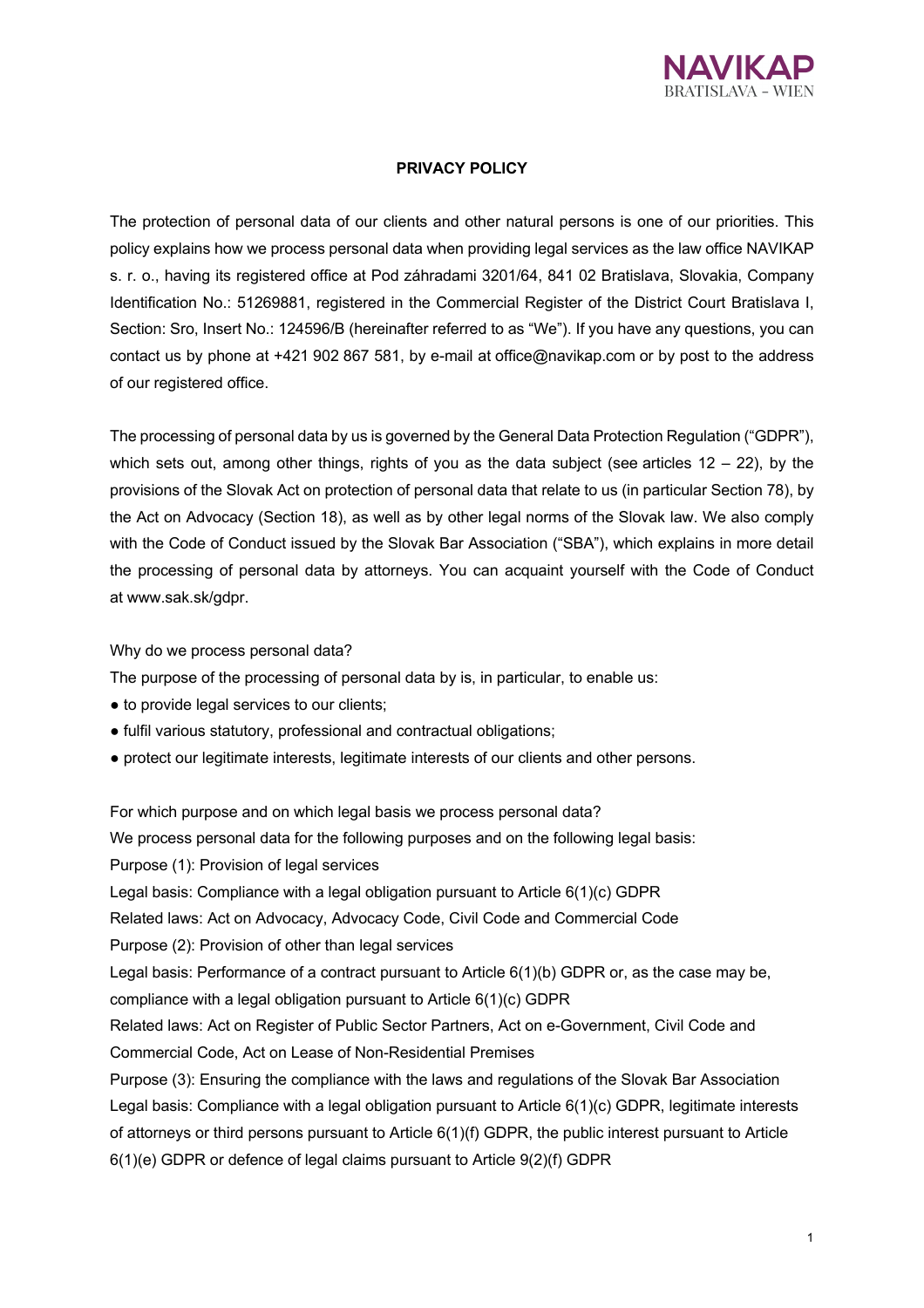# PRIVACY POLICY

The protection of personal data of our clients and other natural persons is one of our priorities. This policy explains how we process personal data when providing legal services as the law office NAVIKAP s. r. o., having its registered office at Pod záhradami 3201/64, 841 02 Bratislava, Slovakia, Company Identification No.: 51269881, registered in the Commercial Register of the District Court Bratislava I, Section: Sro, Insert No.: 124596/B (hereinafter referred to as "We"). If you have any questions, you can contact us by phone at +421 902 867 581, by e-mail at office@navikap.com or by post to the address of our registered office.

The processing of personal data by us is governed by the General Data Protection Regulation ("GDPR"), which sets out, among other things, rights of you as the data subject (see articles 12 – 22), by the provisions of the Slovak Act on protection of personal data that relate to us (in particular Section 78), by the Act on Advocacy (Section 18), as well as by other legal norms of the Slovak law. We also comply with the Code of Conduct issued by the Slovak Bar Association ("SBA"), which explains in more detail the processing of personal data by attorneys. You can acquaint yourself with the Code of Conduct at www.sak.sk/gdpr.

Why do we process personal data?

The purpose of the processing of personal data by is, in particular, to enable us:

- to provide legal services to our clients;
- fulfil various statutory, professional and contractual obligations;
- protect our legitimate interests, legitimate interests of our clients and other persons.

For which purpose and on which legal basis we process personal data?

We process personal data for the following purposes and on the following legal basis:

Purpose (1): Provision of legal services

Legal basis: Compliance with a legal obligation pursuant to Article 6(1)(c) GDPR

Related laws: Act on Advocacy, Advocacy Code, Civil Code and Commercial Code

Purpose (2): Provision of other than legal services

Legal basis: Performance of a contract pursuant to Article 6(1)(b) GDPR or, as the case may be, compliance with a legal obligation pursuant to Article 6(1)(c) GDPR

Related laws: Act on Register of Public Sector Partners, Act on e-Government, Civil Code and Commercial Code, Act on Lease of Non-Residential Premises

Purpose (3): Ensuring the compliance with the laws and regulations of the Slovak Bar Association

Legal basis: Compliance with a legal obligation pursuant to Article 6(1)(c) GDPR, legitimate interests of attorneys or third persons pursuant to Article 6(1)(f) GDPR, the public interest pursuant to Article 6(1)(e) GDPR or defence of legal claims pursuant to Article 9(2)(f) GDPR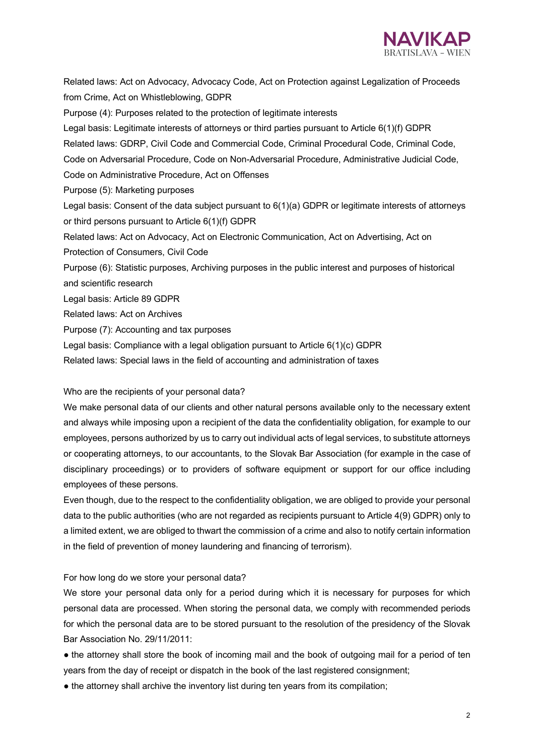Related laws: Act on Advocacy, Advocacy Code, Act on Protection against Legalization of Proceeds from Crime, Act on Whistleblowing, GDPR

Purpose (4): Purposes related to the protection of legitimate interests

Legal basis: Legitimate interests of attorneys or third parties pursuant to Article 6(1)(f) GDPR

Related laws: GDRP, Civil Code and Commercial Code, Criminal Procedural Code, Criminal Code, Code on Adversarial Procedure, Code on Non-Adversarial Procedure, Administrative Judicial Code, Code on Administrative Procedure, Act on Offenses

Purpose (5): Marketing purposes

Legal basis: Consent of the data subject pursuant to 6(1)(a) GDPR or legitimate interests of attorneys or third persons pursuant to Article 6(1)(f) GDPR

Related laws: Act on Advocacy, Act on Electronic Communication, Act on Advertising, Act on Protection of Consumers, Civil Code

Purpose (6): Statistic purposes, Archiving purposes in the public interest and purposes of historical and scientific research

Legal basis: Article 89 GDPR

Related laws: Act on Archives

Purpose (7): Accounting and tax purposes

Legal basis: Compliance with a legal obligation pursuant to Article 6(1)(c) GDPR

Related laws: Special laws in the field of accounting and administration of taxes

Who are the recipients of your personal data?

We make personal data of our clients and other natural persons available only to the necessary extent and always while imposing upon a recipient of the data the confidentiality obligation, for example to our employees, persons authorized by us to carry out individual acts of legal services, to substitute attorneys or cooperating attorneys, to our accountants, to the Slovak Bar Association (for example in the case of disciplinary proceedings) or to providers of software equipment or support for our office including employees of these persons.

Even though, due to the respect to the confidentiality obligation, we are obliged to provide your personal data to the public authorities (who are not regarded as recipients pursuant to Article 4(9) GDPR) only to a limited extent, we are obliged to thwart the commission of a crime and also to notify certain information in the field of prevention of money laundering and financing of terrorism).

For how long do we store your personal data?

We store your personal data only for a period during which it is necessary for purposes for which personal data are processed. When storing the personal data, we comply with recommended periods for which the personal data are to be stored pursuant to the resolution of the presidency of the Slovak Bar Association No. 29/11/2011:

- the attorney shall store the book of incoming mail and the book of outgoing mail for a period of ten years from the day of receipt or dispatch in the book of the last registered consignment;
- the attorney shall archive the inventory list during ten years from its compilation;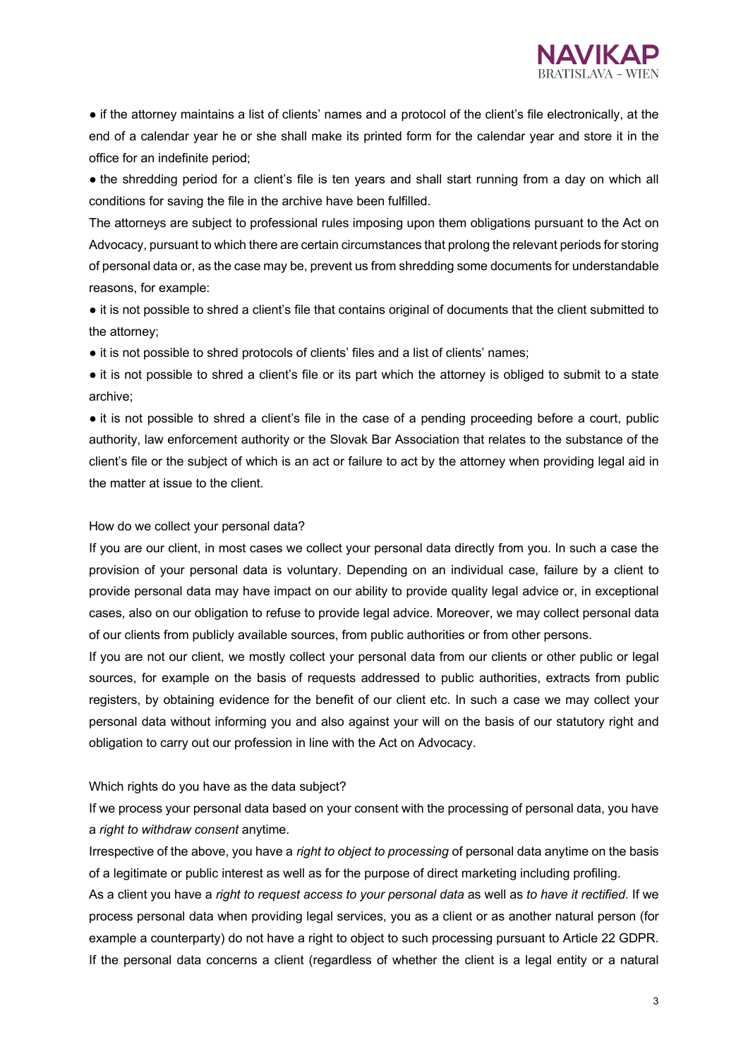- if the attorney maintains a list of clients' names and a protocol of the client's file electronically, at the end of a calendar year he or she shall make its printed form for the calendar year and store it in the office for an indefinite period;
- the shredding period for a client's file is ten years and shall start running from a day on which all conditions for saving the file in the archive have been fulfilled.

The attorneys are subject to professional rules imposing upon them obligations pursuant to the Act on Advocacy, pursuant to which there are certain circumstances that prolong the relevant periods for storing of personal data or, as the case may be, prevent us from shredding some documents for understandable reasons, for example:

- it is not possible to shred a client's file that contains original of documents that the client submitted to the attorney;
- it is not possible to shred protocols of clients' files and a list of clients' names;
- it is not possible to shred a client's file or its part which the attorney is obliged to submit to a state archive;
- it is not possible to shred a client's file in the case of a pending proceeding before a court, public authority, law enforcement authority or the Slovak Bar Association that relates to the substance of the client's file or the subject of which is an act or failure to act by the attorney when providing legal aid in the matter at issue to the client.

How do we collect your personal data?

If you are our client, in most cases we collect your personal data directly from you. In such a case the provision of your personal data is voluntary. Depending on an individual case, failure by a client to provide personal data may have impact on our ability to provide quality legal advice or, in exceptional cases, also on our obligation to refuse to provide legal advice. Moreover, we may collect personal data of our clients from publicly available sources, from public authorities or from other persons.

If you are not our client, we mostly collect your personal data from our clients or other public or legal sources, for example on the basis of requests addressed to public authorities, extracts from public registers, by obtaining evidence for the benefit of our client etc. In such a case we may collect your personal data without informing you and also against your will on the basis of our statutory right and obligation to carry out our profession in line with the Act on Advocacy.

Which rights do you have as the data subject?

If we process your personal data based on your consent with the processing of personal data, you have a *right to withdraw consent* anytime.

Irrespective of the above, you have a *right to object to processing* of personal data anytime on the basis of a legitimate or public interest as well as for the purpose of direct marketing including profiling.

As a client you have a *right to request access to your personal data* as well as *to have it rectified*. If we process personal data when providing legal services, you as a client or as another natural person (for example a counterparty) do not have a right to object to such processing pursuant to Article 22 GDPR. If the personal data concerns a client (regardless of whether the client is a legal entity or a natural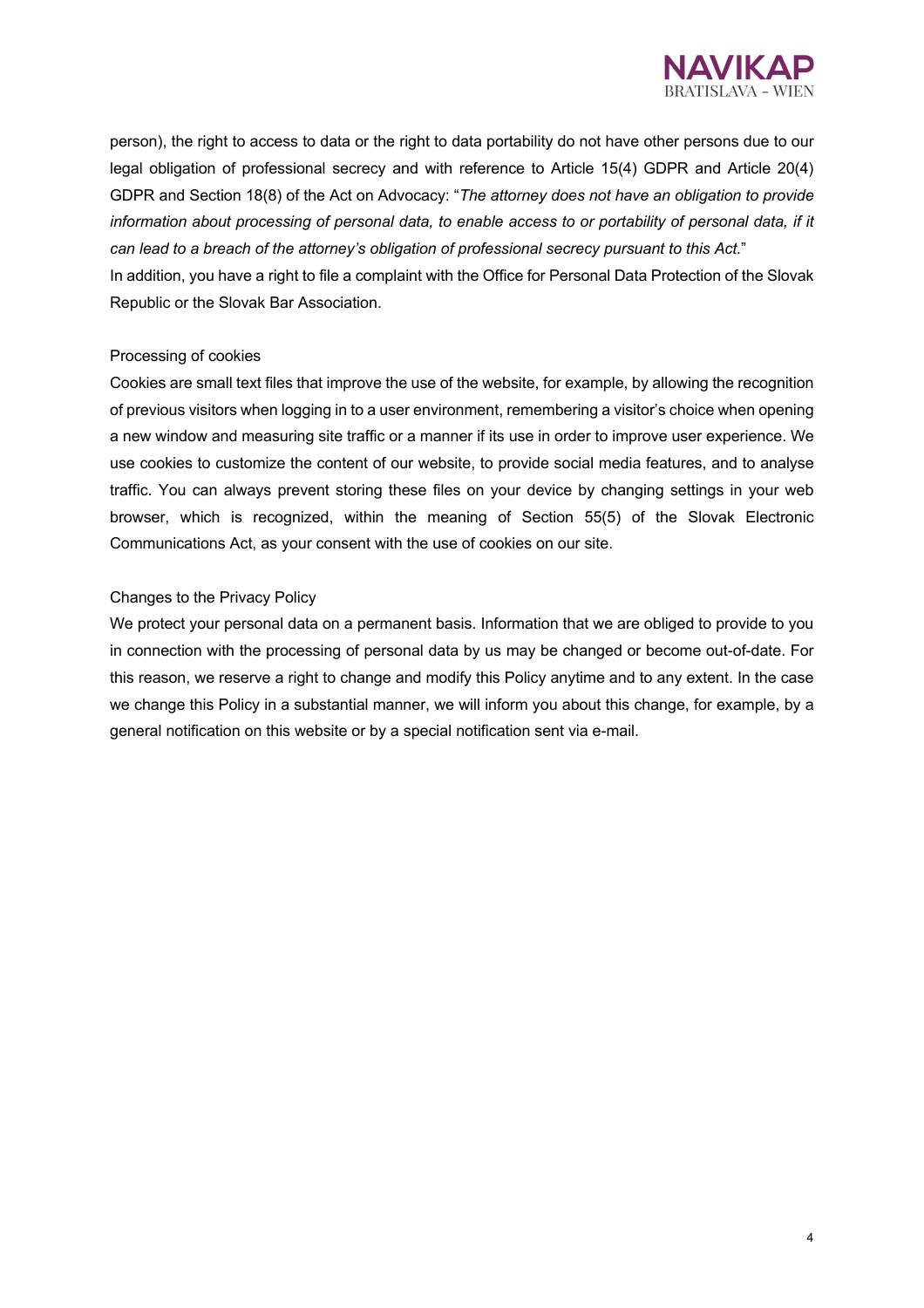person), the right to access to data or the right to data portability do not have other persons due to our legal obligation of professional secrecy and with reference to Article 15(4) GDPR and Article 20(4) GDPR and Section 18(8) of the Act on Advocacy: "*The attorney does not have an obligation to provide information about processing of personal data, to enable access to or portability of personal data, if it can lead to a breach of the attorney's obligation of professional secrecy pursuant to this Act.*"
In addition, you have a right to file a complaint with the Office for Personal Data Protection of the Slovak Republic or the Slovak Bar Association.

Processing of cookies

Cookies are small text files that improve the use of the website, for example, by allowing the recognition of previous visitors when logging in to a user environment, remembering a visitor's choice when opening a new window and measuring site traffic or a manner if its use in order to improve user experience. We use cookies to customize the content of our website, to provide social media features, and to analyse traffic. You can always prevent storing these files on your device by changing settings in your web browser, which is recognized, within the meaning of Section 55(5) of the Slovak Electronic Communications Act, as your consent with the use of cookies on our site.

Changes to the Privacy Policy

We protect your personal data on a permanent basis. Information that we are obliged to provide to you in connection with the processing of personal data by us may be changed or become out-of-date. For this reason, we reserve a right to change and modify this Policy anytime and to any extent. In the case we change this Policy in a substantial manner, we will inform you about this change, for example, by a general notification on this website or by a special notification sent via e-mail.